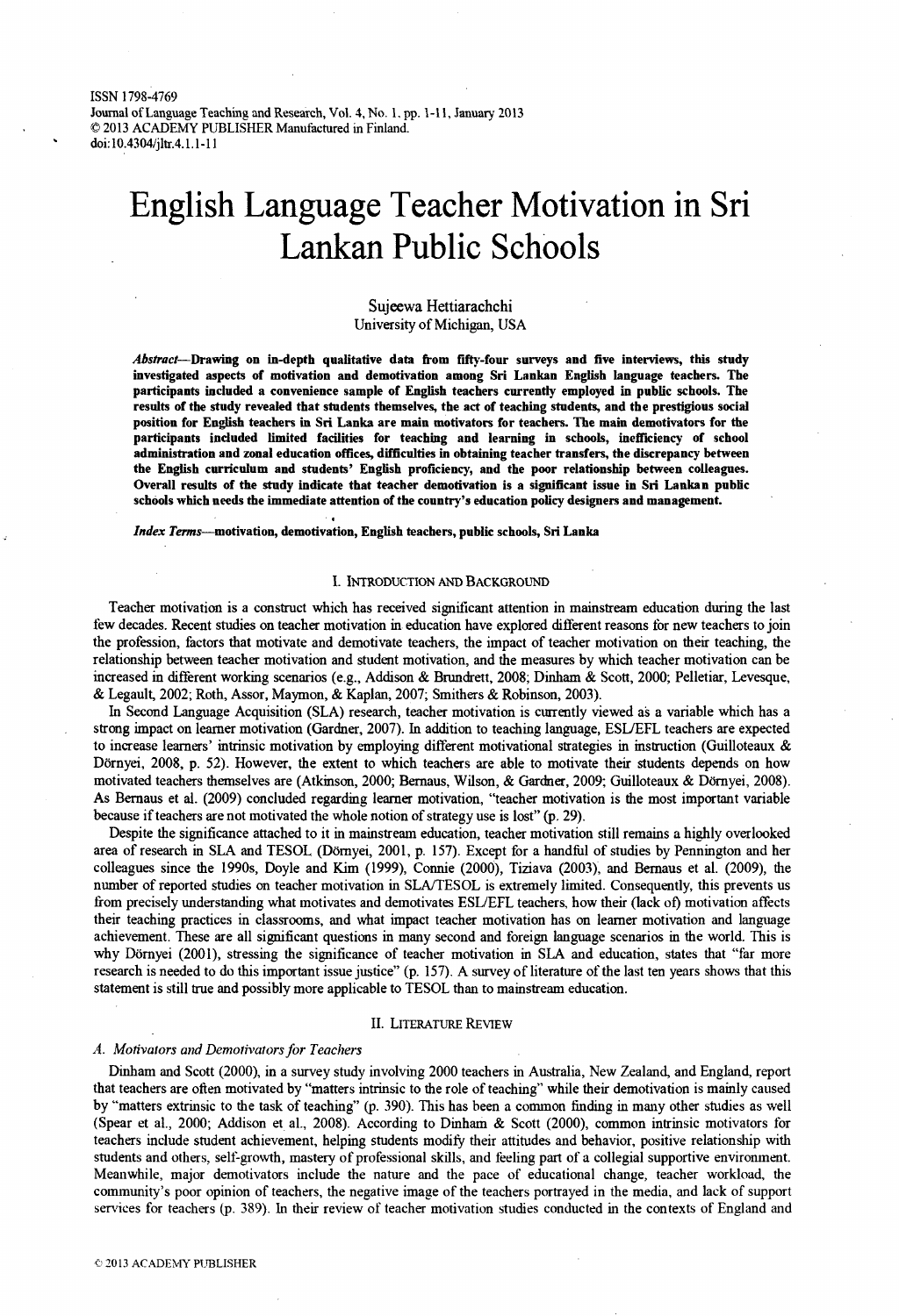# English Language Teacher Motivation in Sri Lankan Public Schools

Sujeewa Hettiarachchi
University of Michigan, USA

***Abstract*—Drawing on in-depth qualitative data from fifty-four surveys and five interviews, this study investigated aspects of motivation and demotivation among Sri Lankan English language teachers. The participants included a convenience sample of English teachers currently employed in public schools. The results of the study revealed that students themselves, the act of teaching students, and the prestigious social position for English teachers in Sri Lanka are main motivators for teachers. The main demotivators for the participants included limited facilities for teaching and learning in schools, inefficiency of school administration and zonal education offices, difficulties in obtaining teacher transfers, the discrepancy between the English curriculum and students' English proficiency, and the poor relationship between colleagues. Overall results of the study indicate that teacher demotivation is a significant issue in Sri Lankan public schools which needs the immediate attention of the country's education policy designers and management.**

***Index Terms*—motivation, demotivation, English teachers, public schools, Sri Lanka**

## I. Introduction and Background

Teacher motivation is a construct which has received significant attention in mainstream education during the last few decades. Recent studies on teacher motivation in education have explored different reasons for new teachers to join the profession, factors that motivate and demotivate teachers, the impact of teacher motivation on their teaching, the relationship between teacher motivation and student motivation, and the measures by which teacher motivation can be increased in different working scenarios (e.g., Addison & Brundrett, 2008; Dinham & Scott, 2000; Pelletiar, Levesque, & Legault, 2002; Roth, Assor, Maymon, & Kaplan, 2007; Smithers & Robinson, 2003).

In Second Language Acquisition (SLA) research, teacher motivation is currently viewed as a variable which has a strong impact on learner motivation (Gardner, 2007). In addition to teaching language, ESL/EFL teachers are expected to increase learners' intrinsic motivation by employing different motivational strategies in instruction (Guilloteaux & Dörnyei, 2008, p. 52). However, the extent to which teachers are able to motivate their students depends on how motivated teachers themselves are (Atkinson, 2000; Bernaus, Wilson, & Gardner, 2009; Guilloteaux & Dörnyei, 2008). As Bernaus et al. (2009) concluded regarding learner motivation, "teacher motivation is the most important variable because if teachers are not motivated the whole notion of strategy use is lost" (p. 29).

Despite the significance attached to it in mainstream education, teacher motivation still remains a highly overlooked area of research in SLA and TESOL (Dörnyei, 2001, p. 157). Except for a handful of studies by Pennington and her colleagues since the 1990s, Doyle and Kim (1999), Connie (2000), Tiziava (2003), and Bernaus et al. (2009), the number of reported studies on teacher motivation in SLA/TESOL is extremely limited. Consequently, this prevents us from precisely understanding what motivates and demotivates ESL/EFL teachers, how their (lack of) motivation affects their teaching practices in classrooms, and what impact teacher motivation has on learner motivation and language achievement. These are all significant questions in many second and foreign language scenarios in the world. This is why Dörnyei (2001), stressing the significance of teacher motivation in SLA and education, states that "far more research is needed to do this important issue justice" (p. 157). A survey of literature of the last ten years shows that this statement is still true and possibly more applicable to TESOL than to mainstream education.

## II. Literature Review

### *A. Motivators and Demotivators for Teachers*

Dinham and Scott (2000), in a survey study involving 2000 teachers in Australia, New Zealand, and England, report that teachers are often motivated by "matters intrinsic to the role of teaching" while their demotivation is mainly caused by "matters extrinsic to the task of teaching" (p. 390). This has been a common finding in many other studies as well (Spear et al., 2000; Addison et al., 2008). According to Dinham & Scott (2000), common intrinsic motivators for teachers include student achievement, helping students modify their attitudes and behavior, positive relationship with students and others, self-growth, mastery of professional skills, and feeling part of a collegial supportive environment. Meanwhile, major demotivators include the nature and the pace of educational change, teacher workload, the community's poor opinion of teachers, the negative image of the teachers portrayed in the media, and lack of support services for teachers (p. 389). In their review of teacher motivation studies conducted in the contexts of England and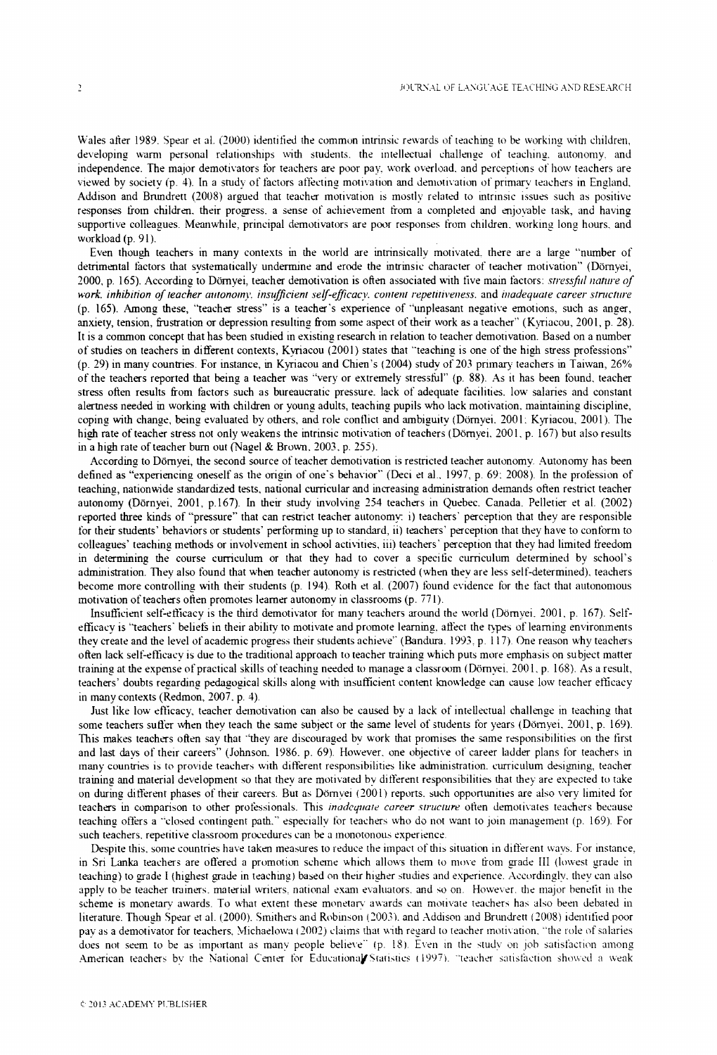Wales after 1989. Spear et al. (2000) identified the common intrinsic rewards of teaching to be working with children, developing warm personal relationships with students, the intellectual challenge of teaching, autonomy, and independence. The major demotivators for teachers are poor pay, work overload, and perceptions of how teachers are viewed by society (p. 4). In a study of factors affecting motivation and demotivation of primary teachers in England, Addison and Brundrett (2008) argued that teacher motivation is mostly related to intrinsic issues such as positive responses from children, their progress, a sense of achievement from a completed and enjoyable task, and having supportive colleagues. Meanwhile, principal demotivators are poor responses from children, working long hours, and workload (p. 91).

Even though teachers in many contexts in the world are intrinsically motivated, there are a large "number of detrimental factors that systematically undermine and erode the intrinsic character of teacher motivation" (Dörnyei, 2000, p. 165). According to Dörnyei, teacher demotivation is often associated with five main factors: *stressful nature of work, inhibition of teacher autonomy, insufficient self-efficacy, content repetitiveness,* and *inadequate career structure* (p. 165). Among these, "teacher stress" is a teacher's experience of "unpleasant negative emotions, such as anger, anxiety, tension, frustration or depression resulting from some aspect of their work as a teacher" (Kyriacou, 2001, p. 28). It is a common concept that has been studied in existing research in relation to teacher demotivation. Based on a number of studies on teachers in different contexts, Kyriacou (2001) states that "teaching is one of the high stress professions" (p. 29) in many countries. For instance, in Kyriacou and Chien's (2004) study of 203 primary teachers in Taiwan, 26% of the teachers reported that being a teacher was "very or extremely stressful" (p. 88). As it has been found, teacher stress often results from factors such as bureaucratic pressure, lack of adequate facilities, low salaries and constant alertness needed in working with children or young adults, teaching pupils who lack motivation, maintaining discipline, coping with change, being evaluated by others, and role conflict and ambiguity (Dörnyei, 2001; Kyriacou, 2001). The high rate of teacher stress not only weakens the intrinsic motivation of teachers (Dörnyei, 2001, p. 167) but also results in a high rate of teacher burn out (Nagel & Brown, 2003, p. 255).

According to Dörnyei, the second source of teacher demotivation is restricted teacher autonomy. Autonomy has been defined as "experiencing oneself as the origin of one's behavior" (Deci et al., 1997, p. 69; 2008). In the profession of teaching, nationwide standardized tests, national curricular and increasing administration demands often restrict teacher autonomy (Dörnyei, 2001, p.167). In their study involving 254 teachers in Quebec, Canada, Pelletier et al. (2002) reported three kinds of "pressure" that can restrict teacher autonomy: i) teachers' perception that they are responsible for their students' behaviors or students' performing up to standard, ii) teachers' perception that they have to conform to colleagues' teaching methods or involvement in school activities, iii) teachers' perception that they had limited freedom in determining the course curriculum or that they had to cover a specific curriculum determined by school's administration. They also found that when teacher autonomy is restricted (when they are less self-determined), teachers become more controlling with their students (p. 194). Roth et al. (2007) found evidence for the fact that autonomous motivation of teachers often promotes learner autonomy in classrooms (p. 771).

Insufficient self-efficacy is the third demotivator for many teachers around the world (Dörnyei, 2001, p. 167). Self-efficacy is "teachers' beliefs in their ability to motivate and promote learning, affect the types of learning environments they create and the level of academic progress their students achieve" (Bandura, 1993, p. 117). One reason why teachers often lack self-efficacy is due to the traditional approach to teacher training which puts more emphasis on subject matter training at the expense of practical skills of teaching needed to manage a classroom (Dörnyei, 2001, p. 168). As a result, teachers' doubts regarding pedagogical skills along with insufficient content knowledge can cause low teacher efficacy in many contexts (Redmon, 2007, p. 4).

Just like low efficacy, teacher demotivation can also be caused by a lack of intellectual challenge in teaching that some teachers suffer when they teach the same subject or the same level of students for years (Dörnyei, 2001, p. 169). This makes teachers often say that "they are discouraged by work that promises the same responsibilities on the first and last days of their careers" (Johnson, 1986, p. 69). However, one objective of career ladder plans for teachers in many countries is to provide teachers with different responsibilities like administration, curriculum designing, teacher training and material development so that they are motivated by different responsibilities that they are expected to take on during different phases of their careers. But as Dörnyei (2001) reports, such opportunities are also very limited for teachers in comparison to other professionals. This *inadequate career structure* often demotivates teachers because teaching offers a "closed contingent path," especially for teachers who do not want to join management (p. 169). For such teachers, repetitive classroom procedures can be a monotonous experience.

Despite this, some countries have taken measures to reduce the impact of this situation in different ways. For instance, in Sri Lanka teachers are offered a promotion scheme which allows them to move from grade III (lowest grade in teaching) to grade I (highest grade in teaching) based on their higher studies and experience. Accordingly, they can also apply to be teacher trainers, material writers, national exam evaluators, and so on. However, the major benefit in the scheme is monetary awards. To what extent these monetary awards can motivate teachers has also been debated in literature. Though Spear et al. (2000), Smithers and Robinson (2003), and Addison and Brundrett (2008) identified poor pay as a demotivator for teachers, Michaelowa (2002) claims that with regard to teacher motivation, "the role of salaries does not seem to be as important as many people believe" (p. 18). Even in the study on job satisfaction among American teachers by the National Center for Educational Statistics (1997), "teacher satisfaction showed a weak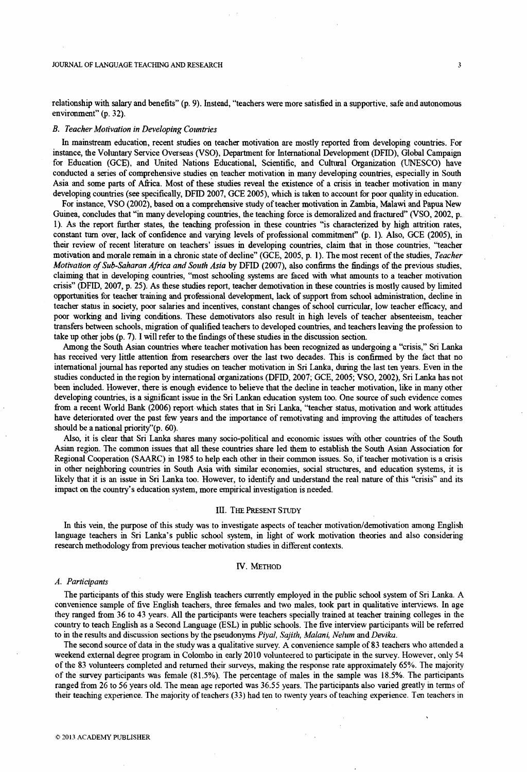relationship with salary and benefits" (p. 9). Instead, "teachers were more satisfied in a supportive, safe and autonomous environment" (p. 32).

### *B. Teacher Motivation in Developing Countries*

In mainstream education, recent studies on teacher motivation are mostly reported from developing countries. For instance, the Voluntary Service Overseas (VSO), Department for International Development (DFID), Global Campaign for Education (GCE), and United Nations Educational, Scientific, and Cultural Organization (UNESCO) have conducted a series of comprehensive studies on teacher motivation in many developing countries, especially in South Asia and some parts of Africa. Most of these studies reveal the existence of a crisis in teacher motivation in many developing countries (see specifically, DFID 2007, GCE 2005), which is taken to account for poor quality in education.

For instance, VSO (2002), based on a comprehensive study of teacher motivation in Zambia, Malawi and Papua New Guinea, concludes that "in many developing countries, the teaching force is demoralized and fractured" (VSO, 2002, p. 1). As the report further states, the teaching profession in these countries "is characterized by high attrition rates, constant turn over, lack of confidence and varying levels of professional commitment" (p. 1). Also, GCE (2005), in their review of recent literature on teachers' issues in developing countries, claim that in those countries, "teacher motivation and morale remain in a chronic state of decline" (GCE, 2005, p. 1). The most recent of the studies, *Teacher Motivation of Sub-Saharan Africa and South Asia* by DFID (2007), also confirms the findings of the previous studies, claiming that in developing countries, "most schooling systems are faced with what amounts to a teacher motivation crisis" (DFID, 2007, p. 25). As these studies report, teacher demotivation in these countries is mostly caused by limited opportunities for teacher training and professional development, lack of support from school administration, decline in teacher status in society, poor salaries and incentives, constant changes of school curricular, low teacher efficacy, and poor working and living conditions. These demotivators also result in high levels of teacher absenteeism, teacher transfers between schools, migration of qualified teachers to developed countries, and teachers leaving the profession to take up other jobs (p. 7). I will refer to the findings of these studies in the discussion section.

Among the South Asian countries where teacher motivation has been recognized as undergoing a "crisis," Sri Lanka has received very little attention from researchers over the last two decades. This is confirmed by the fact that no international journal has reported any studies on teacher motivation in Sri Lanka, during the last ten years. Even in the studies conducted in the region by international organizations (DFID, 2007; GCE, 2005; VSO, 2002), Sri Lanka has not been included. However, there is enough evidence to believe that the decline in teacher motivation, like in many other developing countries, is a significant issue in the Sri Lankan education system too. One source of such evidence comes from a recent World Bank (2006) report which states that in Sri Lanka, "teacher status, motivation and work attitudes have deteriorated over the past few years and the importance of remotivating and improving the attitudes of teachers should be a national priority"(p. 60).

Also, it is clear that Sri Lanka shares many socio-political and economic issues with other countries of the South Asian region. The common issues that all these countries share led them to establish the South Asian Association for Regional Cooperation (SAARC) in 1985 to help each other in their common issues. So, if teacher motivation is a crisis in other neighboring countries in South Asia with similar economies, social structures, and education systems, it is likely that it is an issue in Sri Lanka too. However, to identify and understand the real nature of this "crisis" and its impact on the country's education system, more empirical investigation is needed.

## III. The Present Study

In this vein, the purpose of this study was to investigate aspects of teacher motivation/demotivation among English language teachers in Sri Lanka's public school system, in light of work motivation theories and also considering research methodology from previous teacher motivation studies in different contexts.

## IV. Method

### *A. Participants*

The participants of this study were English teachers currently employed in the public school system of Sri Lanka. A convenience sample of five English teachers, three females and two males, took part in qualitative interviews. In age they ranged from 36 to 43 years. All the participants were teachers specially trained at teacher training colleges in the country to teach English as a Second Language (ESL) in public schools. The five interview participants will be referred to in the results and discussion sections by the pseudonyms *Piyal, Sajith, Malani, Nelum* and *Devika*.

The second source of data in the study was a qualitative survey. A convenience sample of 83 teachers who attended a weekend external degree program in Colombo in early 2010 volunteered to participate in the survey. However, only 54 of the 83 volunteers completed and returned their surveys, making the response rate approximately 65%. The majority of the survey participants was female (81.5%). The percentage of males in the sample was 18.5%. The participants ranged from 26 to 56 years old. The mean age reported was 36.55 years. The participants also varied greatly in terms of their teaching experience. The majority of teachers (33) had ten to twenty years of teaching experience. Ten teachers in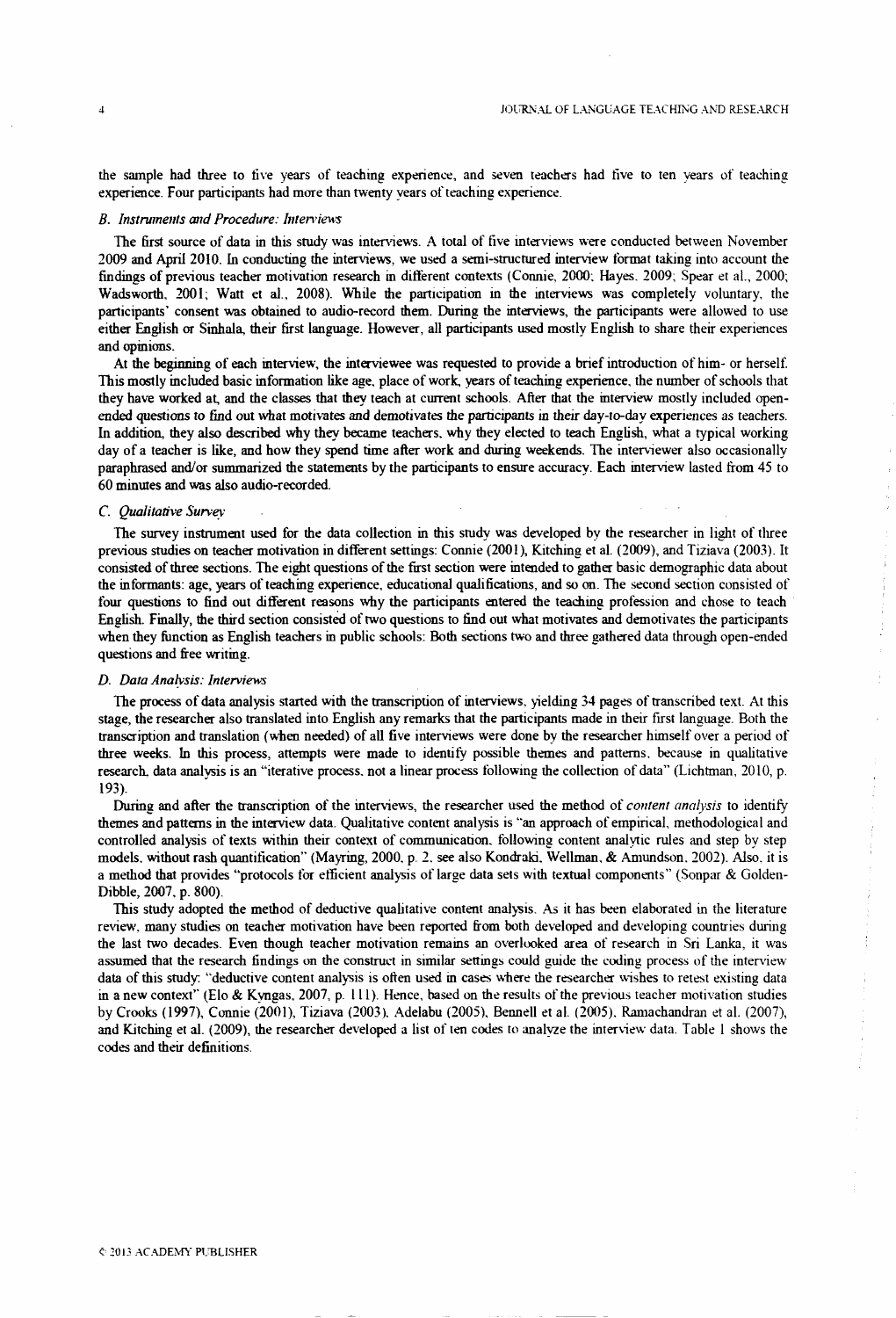the sample had three to five years of teaching experience, and seven teachers had five to ten years of teaching experience. Four participants had more than twenty years of teaching experience.

### *B. Instruments and Procedure: Interviews*

The first source of data in this study was interviews. A total of five interviews were conducted between November 2009 and April 2010. In conducting the interviews, we used a semi-structured interview format taking into account the findings of previous teacher motivation research in different contexts (Connie, 2000; Hayes, 2009; Spear et al., 2000; Wadsworth, 2001; Watt et al., 2008). While the participation in the interviews was completely voluntary, the participants' consent was obtained to audio-record them. During the interviews, the participants were allowed to use either English or Sinhala, their first language. However, all participants used mostly English to share their experiences and opinions.

At the beginning of each interview, the interviewee was requested to provide a brief introduction of him- or herself. This mostly included basic information like age, place of work, years of teaching experience, the number of schools that they have worked at, and the classes that they teach at current schools. After that the interview mostly included open-ended questions to find out what motivates and demotivates the participants in their day-to-day experiences as teachers. In addition, they also described why they became teachers, why they elected to teach English, what a typical working day of a teacher is like, and how they spend time after work and during weekends. The interviewer also occasionally paraphrased and/or summarized the statements by the participants to ensure accuracy. Each interview lasted from 45 to 60 minutes and was also audio-recorded.

### *C. Qualitative Survey*

The survey instrument used for the data collection in this study was developed by the researcher in light of three previous studies on teacher motivation in different settings: Connie (2001), Kitching et al. (2009), and Tiziava (2003). It consisted of three sections. The eight questions of the first section were intended to gather basic demographic data about the informants: age, years of teaching experience, educational qualifications, and so on. The second section consisted of four questions to find out different reasons why the participants entered the teaching profession and chose to teach English. Finally, the third section consisted of two questions to find out what motivates and demotivates the participants when they function as English teachers in public schools: Both sections two and three gathered data through open-ended questions and free writing.

### *D. Data Analysis: Interviews*

The process of data analysis started with the transcription of interviews, yielding 34 pages of transcribed text. At this stage, the researcher also translated into English any remarks that the participants made in their first language. Both the transcription and translation (when needed) of all five interviews were done by the researcher himself over a period of three weeks. In this process, attempts were made to identify possible themes and patterns, because in qualitative research, data analysis is an "iterative process, not a linear process following the collection of data" (Lichtman, 2010, p. 193).

During and after the transcription of the interviews, the researcher used the method of *content analysis* to identify themes and patterns in the interview data. Qualitative content analysis is "an approach of empirical, methodological and controlled analysis of texts within their context of communication, following content analytic rules and step by step models, without rash quantification" (Mayring, 2000, p. 2, see also Kondraki, Wellman, & Amundson, 2002). Also, it is a method that provides "protocols for efficient analysis of large data sets with textual components" (Sonpar & Golden-Dibble, 2007, p. 800).

This study adopted the method of deductive qualitative content analysis. As it has been elaborated in the literature review, many studies on teacher motivation have been reported from both developed and developing countries during the last two decades. Even though teacher motivation remains an overlooked area of research in Sri Lanka, it was assumed that the research findings on the construct in similar settings could guide the coding process of the interview data of this study: "deductive content analysis is often used in cases where the researcher wishes to retest existing data in a new context" (Elo & Kyngas, 2007, p. 111). Hence, based on the results of the previous teacher motivation studies by Crooks (1997), Connie (2001), Tiziava (2003), Adelabu (2005), Bennell et al. (2005), Ramachandran et al. (2007), and Kitching et al. (2009), the researcher developed a list of ten codes to analyze the interview data. Table 1 shows the codes and their definitions.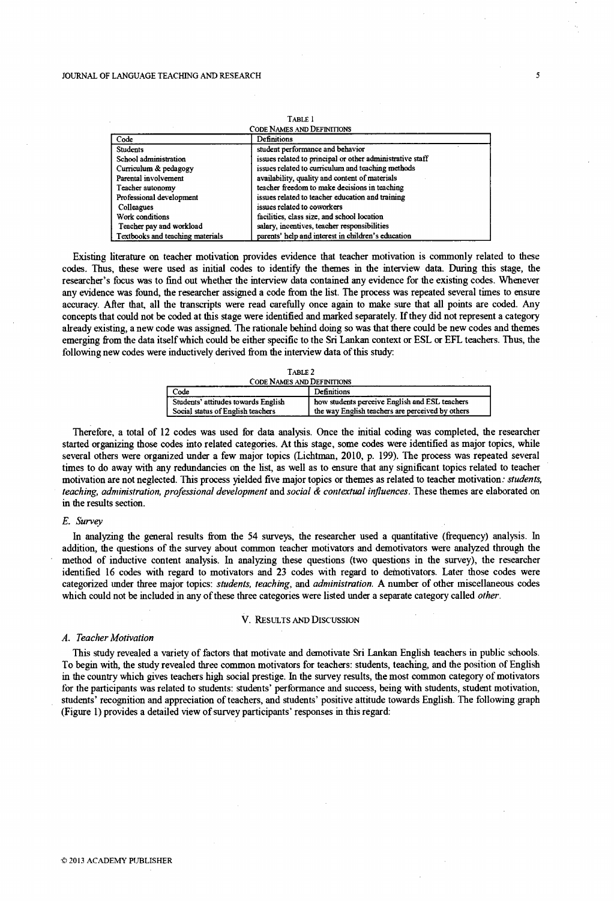TABLE 1

CODE NAMES AND DEFINITIONS

| Code | Definitions |
|---|---|
| Students | student performance and behavior |
| School administration | issues related to principal or other administrative staff |
| Curriculum & pedagogy | issues related to curriculum and teaching methods |
| Parental involvement | availability, quality and content of materials |
| Teacher autonomy | teacher freedom to make decisions in teaching |
| Professional development | issues related to teacher education and training |
| Colleagues | issues related to coworkers |
| Work conditions | facilities, class size, and school location |
| Teacher pay and workload | salary, incentives, teacher responsibilities |
| Textbooks and teaching materials | parents' help and interest in children's education |

Existing literature on teacher motivation provides evidence that teacher motivation is commonly related to these codes. Thus, these were used as initial codes to identify the themes in the interview data. During this stage, the researcher's focus was to find out whether the interview data contained any evidence for the existing codes. Whenever any evidence was found, the researcher assigned a code from the list. The process was repeated several times to ensure accuracy. After that, all the transcripts were read carefully once again to make sure that all points are coded. Any concepts that could not be coded at this stage were identified and marked separately. If they did not represent a category already existing, a new code was assigned. The rationale behind doing so was that there could be new codes and themes emerging from the data itself which could be either specific to the Sri Lankan context or ESL or EFL teachers. Thus, the following new codes were inductively derived from the interview data of this study:

TABLE 2

CODE NAMES AND DEFINITIONS

| Code | Definitions |
|---|---|
| Students' attitudes towards English | how students perceive English and ESL teachers |
| Social status of English teachers | the way English teachers are perceived by others |

Therefore, a total of 12 codes was used for data analysis. Once the initial coding was completed, the researcher started organizing those codes into related categories. At this stage, some codes were identified as major topics, while several others were organized under a few major topics (Lichtman, 2010, p. 199). The process was repeated several times to do away with any redundancies on the list, as well as to ensure that any significant topics related to teacher motivation are not neglected. This process yielded five major topics or themes as related to teacher motivation: *students, teaching, administration, professional development* and *social & contextual influences*. These themes are elaborated on in the results section.

### E. Survey

In analyzing the general results from the 54 surveys, the researcher used a quantitative (frequency) analysis. In addition, the questions of the survey about common teacher motivators and demotivators were analyzed through the method of inductive content analysis. In analyzing these questions (two questions in the survey), the researcher identified 16 codes with regard to motivators and 23 codes with regard to demotivators. Later those codes were categorized under three major topics: *students, teaching,* and *administration.* A number of other miscellaneous codes which could not be included in any of these three categories were listed under a separate category called *other*.

## V. RESULTS AND DISCUSSION

### A. Teacher Motivation

This study revealed a variety of factors that motivate and demotivate Sri Lankan English teachers in public schools. To begin with, the study revealed three common motivators for teachers: students, teaching, and the position of English in the country which gives teachers high social prestige. In the survey results, the most common category of motivators for the participants was related to students: students' performance and success, being with students, student motivation, students' recognition and appreciation of teachers, and students' positive attitude towards English. The following graph (Figure 1) provides a detailed view of survey participants' responses in this regard: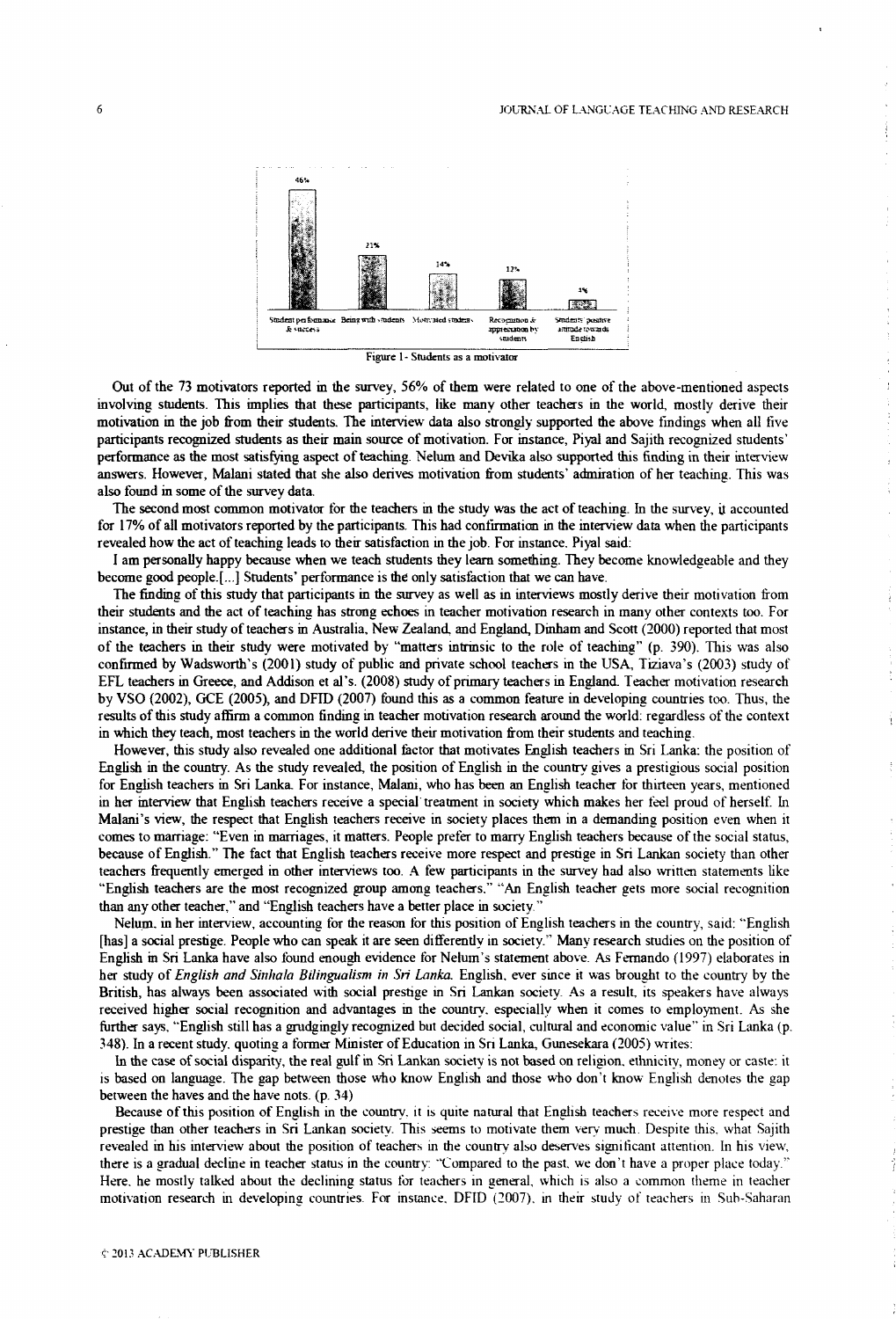| Student performance & success | Being with students | Motivated students | Recognition & appreciation by students | Students' positive attitude towards English |
|---|---|---|---|---|
| 46% | 21% | 14% | 12% | 5% |

Figure 1- Students as a motivator

Out of the 73 motivators reported in the survey, 56% of them were related to one of the above-mentioned aspects involving students. This implies that these participants, like many other teachers in the world, mostly derive their motivation in the job from their students. The interview data also strongly supported the above findings when all five participants recognized students as their main source of motivation. For instance, Piyal and Sajith recognized students' performance as the most satisfying aspect of teaching. Nelum and Devika also supported this finding in their interview answers. However, Malani stated that she also derives motivation from students' admiration of her teaching. This was also found in some of the survey data.

The second most common motivator for the teachers in the study was the act of teaching. In the survey, it accounted for 17% of all motivators reported by the participants. This had confirmation in the interview data when the participants revealed how the act of teaching leads to their satisfaction in the job. For instance, Piyal said:

I am personally happy because when we teach students they learn something. They become knowledgeable and they become good people.[...] Students' performance is the only satisfaction that we can have.

The finding of this study that participants in the survey as well as in interviews mostly derive their motivation from their students and the act of teaching has strong echoes in teacher motivation research in many other contexts too. For instance, in their study of teachers in Australia, New Zealand, and England, Dinham and Scott (2000) reported that most of the teachers in their study were motivated by "matters intrinsic to the role of teaching" (p. 390). This was also confirmed by Wadsworth's (2001) study of public and private school teachers in the USA, Tiziava's (2003) study of EFL teachers in Greece, and Addison et al's. (2008) study of primary teachers in England. Teacher motivation research by VSO (2002), GCE (2005), and DFID (2007) found this as a common feature in developing countries too. Thus, the results of this study affirm a common finding in teacher motivation research around the world: regardless of the context in which they teach, most teachers in the world derive their motivation from their students and teaching.

However, this study also revealed one additional factor that motivates English teachers in Sri Lanka: the position of English in the country. As the study revealed, the position of English in the country gives a prestigious social position for English teachers in Sri Lanka. For instance, Malani, who has been an English teacher for thirteen years, mentioned in her interview that English teachers receive a special treatment in society which makes her feel proud of herself. In Malani's view, the respect that English teachers receive in society places them in a demanding position even when it comes to marriage: "Even in marriages, it matters. People prefer to marry English teachers because of the social status, because of English." The fact that English teachers receive more respect and prestige in Sri Lankan society than other teachers frequently emerged in other interviews too. A few participants in the survey had also written statements like "English teachers are the most recognized group among teachers." "An English teacher gets more social recognition than any other teacher," and "English teachers have a better place in society."

Nelum, in her interview, accounting for the reason for this position of English teachers in the country, said: "English [has] a social prestige. People who can speak it are seen differently in society." Many research studies on the position of English in Sri Lanka have also found enough evidence for Nelum's statement above. As Fernando (1997) elaborates in her study of *English and Sinhala Bilingualism in Sri Lanka*, English, ever since it was brought to the country by the British, has always been associated with social prestige in Sri Lankan society. As a result, its speakers have always received higher social recognition and advantages in the country, especially when it comes to employment. As she further says, "English still has a grudgingly recognized but decided social, cultural and economic value" in Sri Lanka (p. 348). In a recent study, quoting a former Minister of Education in Sri Lanka, Gunesekara (2005) writes:

In the case of social disparity, the real gulf in Sri Lankan society is not based on religion, ethnicity, money or caste: it is based on language. The gap between those who know English and those who don't know English denotes the gap between the haves and the have nots. (p. 34)

Because of this position of English in the country, it is quite natural that English teachers receive more respect and prestige than other teachers in Sri Lankan society. This seems to motivate them very much. Despite this, what Sajith revealed in his interview about the position of teachers in the country also deserves significant attention. In his view, there is a gradual decline in teacher status in the country: "Compared to the past, we don't have a proper place today." Here, he mostly talked about the declining status for teachers in general, which is also a common theme in teacher motivation research in developing countries. For instance, DFID (2007), in their study of teachers in Sub-Saharan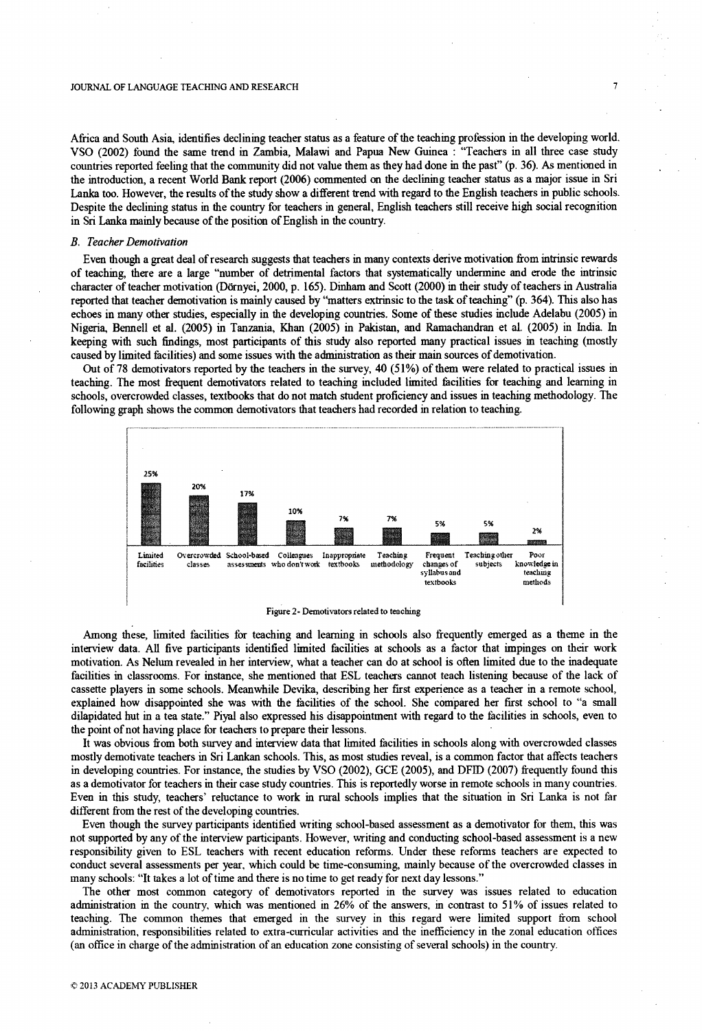Africa and South Asia, identifies declining teacher status as a feature of the teaching profession in the developing world. VSO (2002) found the same trend in Zambia, Malawi and Papua New Guinea : "Teachers in all three case study countries reported feeling that the community did not value them as they had done in the past" (p. 36). As mentioned in the introduction, a recent World Bank report (2006) commented on the declining teacher status as a major issue in Sri Lanka too. However, the results of the study show a different trend with regard to the English teachers in public schools. Despite the declining status in the country for teachers in general, English teachers still receive high social recognition in Sri Lanka mainly because of the position of English in the country.

### *B. Teacher Demotivation*

Even though a great deal of research suggests that teachers in many contexts derive motivation from intrinsic rewards of teaching, there are a large "number of detrimental factors that systematically undermine and erode the intrinsic character of teacher motivation (Dörnyei, 2000, p. 165). Dinham and Scott (2000) in their study of teachers in Australia reported that teacher demotivation is mainly caused by "matters extrinsic to the task of teaching" (p. 364). This also has echoes in many other studies, especially in the developing countries. Some of these studies include Adelabu (2005) in Nigeria, Bennell et al. (2005) in Tanzania, Khan (2005) in Pakistan, and Ramachandran et al. (2005) in India. In keeping with such findings, most participants of this study also reported many practical issues in teaching (mostly caused by limited facilities) and some issues with the administration as their main sources of demotivation.

Out of 78 demotivators reported by the teachers in the survey, 40 (51%) of them were related to practical issues in teaching. The most frequent demotivators related to teaching included limited facilities for teaching and learning in schools, overcrowded classes, textbooks that do not match student proficiency and issues in teaching methodology. The following graph shows the common demotivators that teachers had recorded in relation to teaching.

| Limited facilities | Overcrowded classes | School-based assessments | Colleagues who don't work | Inappropriate textbooks | Teaching methodology | Frequent changes of syllabus and textbooks | Teaching other subjects | Poor knowledge in teaching methods |
|---|---|---|---|---|---|---|---|---|
| 25% | 20% | 17% | 10% | 7% | 7% | 5% | 5% | 2% |

Figure 2- Demotivators related to teaching

Among these, limited facilities for teaching and learning in schools also frequently emerged as a theme in the interview data. All five participants identified limited facilities at schools as a factor that impinges on their work motivation. As Nelum revealed in her interview, what a teacher can do at school is often limited due to the inadequate facilities in classrooms. For instance, she mentioned that ESL teachers cannot teach listening because of the lack of cassette players in some schools. Meanwhile Devika, describing her first experience as a teacher in a remote school, explained how disappointed she was with the facilities of the school. She compared her first school to "a small dilapidated hut in a tea state." Piyal also expressed his disappointment with regard to the facilities in schools, even to the point of not having place for teachers to prepare their lessons.

It was obvious from both survey and interview data that limited facilities in schools along with overcrowded classes mostly demotivate teachers in Sri Lankan schools. This, as most studies reveal, is a common factor that affects teachers in developing countries. For instance, the studies by VSO (2002), GCE (2005), and DFID (2007) frequently found this as a demotivator for teachers in their case study countries. This is reportedly worse in remote schools in many countries. Even in this study, teachers' reluctance to work in rural schools implies that the situation in Sri Lanka is not far different from the rest of the developing countries.

Even though the survey participants identified writing school-based assessment as a demotivator for them, this was not supported by any of the interview participants. However, writing and conducting school-based assessment is a new responsibility given to ESL teachers with recent education reforms. Under these reforms teachers are expected to conduct several assessments per year, which could be time-consuming, mainly because of the overcrowded classes in many schools: "It takes a lot of time and there is no time to get ready for next day lessons."

The other most common category of demotivators reported in the survey was issues related to education administration in the country, which was mentioned in 26% of the answers, in contrast to 51% of issues related to teaching. The common themes that emerged in the survey in this regard were limited support from school administration, responsibilities related to extra-curricular activities and the inefficiency in the zonal education offices (an office in charge of the administration of an education zone consisting of several schools) in the country.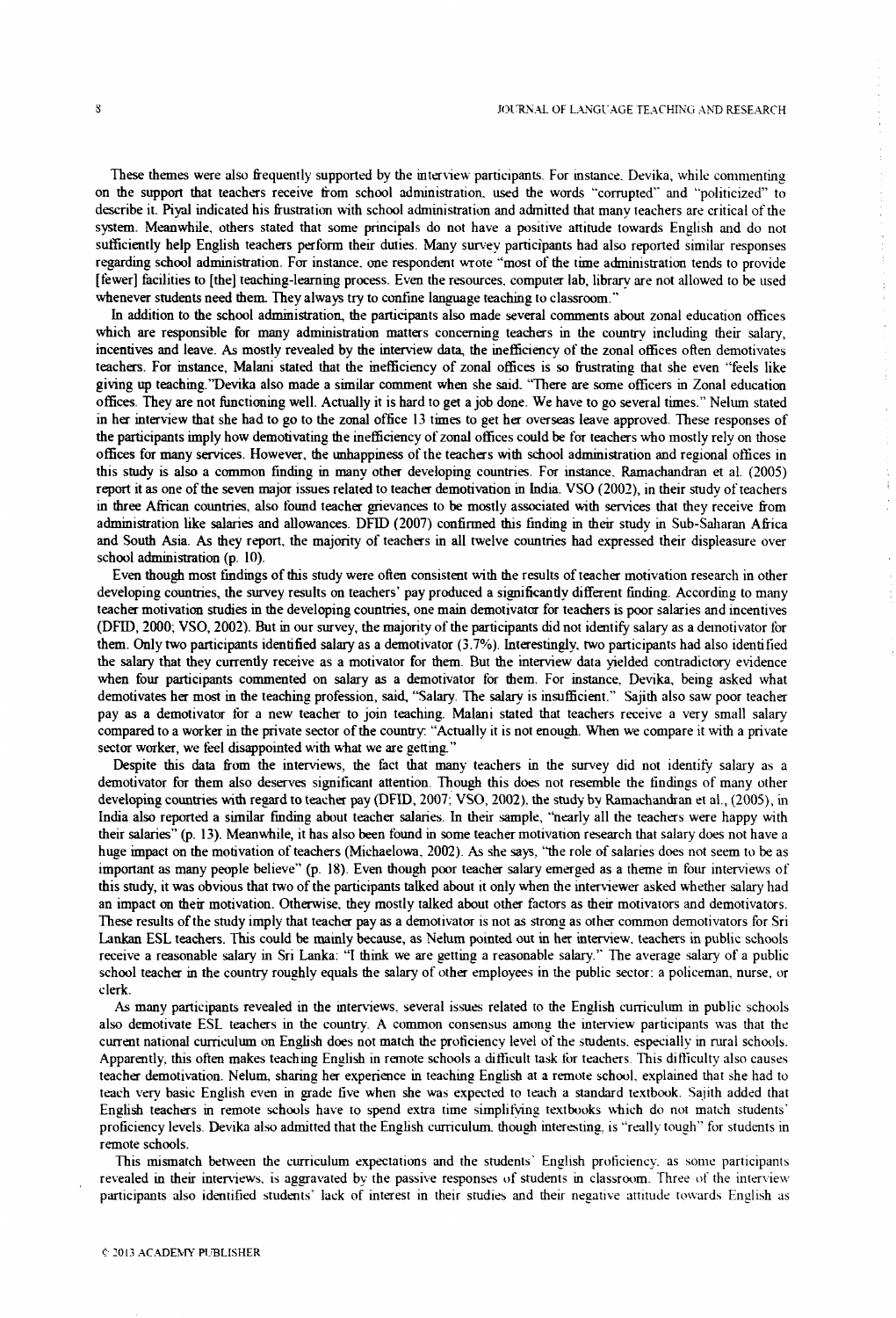These themes were also frequently supported by the interview participants. For instance, Devika, while commenting on the support that teachers receive from school administration, used the words "corrupted" and "politicized" to describe it. Piyal indicated his frustration with school administration and admitted that many teachers are critical of the system. Meanwhile, others stated that some principals do not have a positive attitude towards English and do not sufficiently help English teachers perform their duties. Many survey participants had also reported similar responses regarding school administration. For instance, one respondent wrote "most of the time administration tends to provide [fewer] facilities to [the] teaching-learning process. Even the resources, computer lab, library are not allowed to be used whenever students need them. They always try to confine language teaching to classroom."

In addition to the school administration, the participants also made several comments about zonal education offices which are responsible for many administration matters concerning teachers in the country including their salary, incentives and leave. As mostly revealed by the interview data, the inefficiency of the zonal offices often demotivates teachers. For instance, Malani stated that the inefficiency of zonal offices is so frustrating that she even "feels like giving up teaching."Devika also made a similar comment when she said. "There are some officers in Zonal education offices. They are not functioning well. Actually it is hard to get a job done. We have to go several times." Nelum stated in her interview that she had to go to the zonal office 13 times to get her overseas leave approved. These responses of the participants imply how demotivating the inefficiency of zonal offices could be for teachers who mostly rely on those offices for many services. However, the unhappiness of the teachers with school administration and regional offices in this study is also a common finding in many other developing countries. For instance, Ramachandran et al. (2005) report it as one of the seven major issues related to teacher demotivation in India. VSO (2002), in their study of teachers in three African countries, also found teacher grievances to be mostly associated with services that they receive from administration like salaries and allowances. DFID (2007) confirmed this finding in their study in Sub-Saharan Africa and South Asia. As they report, the majority of teachers in all twelve countries had expressed their displeasure over school administration (p. 10).

Even though most findings of this study were often consistent with the results of teacher motivation research in other developing countries, the survey results on teachers' pay produced a significantly different finding. According to many teacher motivation studies in the developing countries, one main demotivator for teachers is poor salaries and incentives (DFID, 2000; VSO, 2002). But in our survey, the majority of the participants did not identify salary as a demotivator for them. Only two participants identified salary as a demotivator (3.7%). Interestingly, two participants had also identified the salary that they currently receive as a motivator for them. But the interview data yielded contradictory evidence when four participants commented on salary as a demotivator for them. For instance, Devika, being asked what demotivates her most in the teaching profession, said, "Salary. The salary is insufficient." Sajith also saw poor teacher pay as a demotivator for a new teacher to join teaching. Malani stated that teachers receive a very small salary compared to a worker in the private sector of the country: "Actually it is not enough. When we compare it with a private sector worker, we feel disappointed with what we are getting."

Despite this data from the interviews, the fact that many teachers in the survey did not identify salary as a demotivator for them also deserves significant attention. Though this does not resemble the findings of many other developing countries with regard to teacher pay (DFID, 2007; VSO, 2002), the study by Ramachandran et al., (2005), in India also reported a similar finding about teacher salaries. In their sample, "nearly all the teachers were happy with their salaries" (p. 13). Meanwhile, it has also been found in some teacher motivation research that salary does not have a huge impact on the motivation of teachers (Michaelowa, 2002). As she says, "the role of salaries does not seem to be as important as many people believe" (p. 18). Even though poor teacher salary emerged as a theme in four interviews of this study, it was obvious that two of the participants talked about it only when the interviewer asked whether salary had an impact on their motivation. Otherwise, they mostly talked about other factors as their motivators and demotivators. These results of the study imply that teacher pay as a demotivator is not as strong as other common demotivators for Sri Lankan ESL teachers. This could be mainly because, as Nelum pointed out in her interview, teachers in public schools receive a reasonable salary in Sri Lanka: "I think we are getting a reasonable salary." The average salary of a public school teacher in the country roughly equals the salary of other employees in the public sector: a policeman, nurse, or clerk.

As many participants revealed in the interviews, several issues related to the English curriculum in public schools also demotivate ESL teachers in the country. A common consensus among the interview participants was that the current national curriculum on English does not match the proficiency level of the students, especially in rural schools. Apparently, this often makes teaching English in remote schools a difficult task for teachers. This difficulty also causes teacher demotivation. Nelum, sharing her experience in teaching English at a remote school, explained that she had to teach very basic English even in grade five when she was expected to teach a standard textbook. Sajith added that English teachers in remote schools have to spend extra time simplifying textbooks which do not match students' proficiency levels. Devika also admitted that the English curriculum, though interesting, is "really tough" for students in remote schools.

This mismatch between the curriculum expectations and the students' English proficiency, as some participants revealed in their interviews, is aggravated by the passive responses of students in classroom. Three of the interview participants also identified students' lack of interest in their studies and their negative attitude towards English as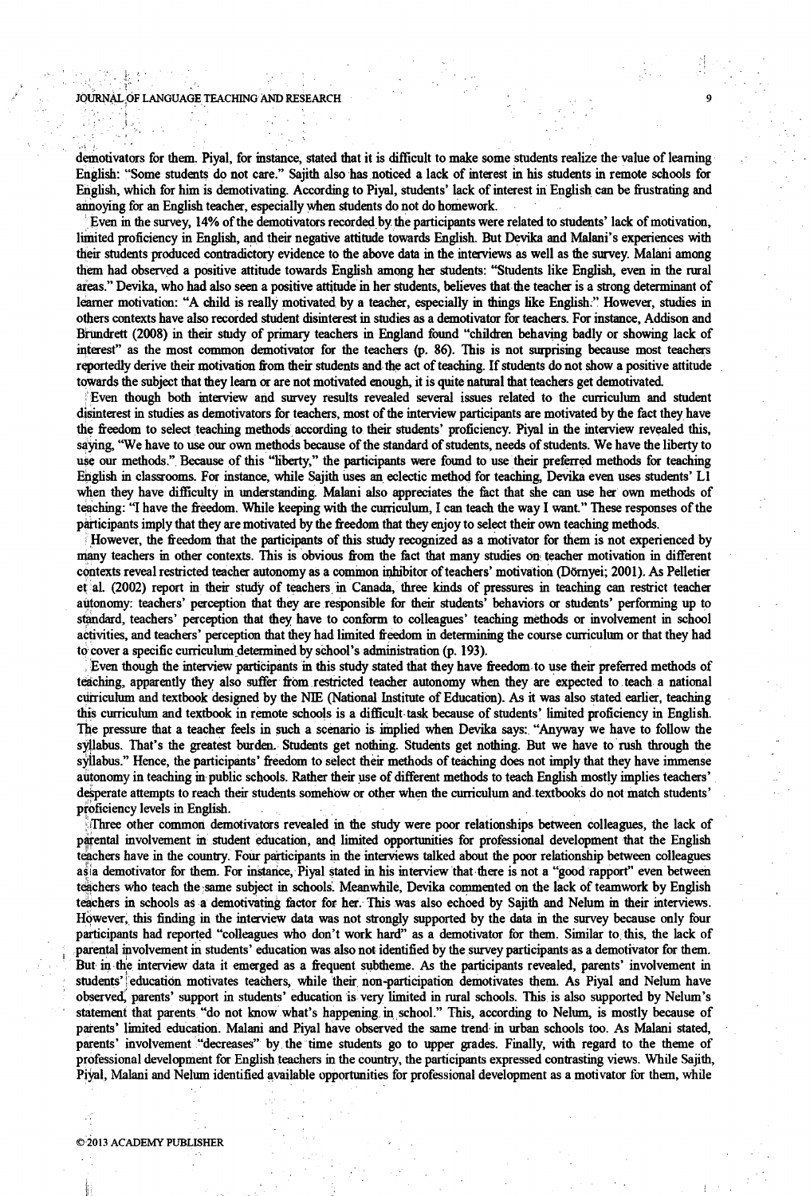demotivators for them. Piyal, for instance, stated that it is difficult to make some students realize the value of learning English: "Some students do not care." Sajith also has noticed a lack of interest in his students in remote schools for English, which for him is demotivating. According to Piyal, students' lack of interest in English can be frustrating and annoying for an English teacher, especially when students do not do homework.

Even in the survey, 14% of the demotivators recorded by the participants were related to students' lack of motivation, limited proficiency in English, and their negative attitude towards English. But Devika and Malani's experiences with their students produced contradictory evidence to the above data in the interviews as well as the survey. Malani among them had observed a positive attitude towards English among her students: "Students like English, even in the rural areas." Devika, who had also seen a positive attitude in her students, believes that the teacher is a strong determinant of learner motivation: "A child is really motivated by a teacher, especially in things like English." However, studies in others contexts have also recorded student disinterest in studies as a demotivator for teachers. For instance, Addison and Brundrett (2008) in their study of primary teachers in England found "children behaving badly or showing lack of interest" as the most common demotivator for the teachers (p. 86). This is not surprising because most teachers reportedly derive their motivation from their students and the act of teaching. If students do not show a positive attitude towards the subject that they learn or are not motivated enough, it is quite natural that teachers get demotivated.

Even though both interview and survey results revealed several issues related to the curriculum and student disinterest in studies as demotivators for teachers, most of the interview participants are motivated by the fact they have the freedom to select teaching methods according to their students' proficiency. Piyal in the interview revealed this, saying, "We have to use our own methods because of the standard of students, needs of students. We have the liberty to use our methods." Because of this "liberty," the participants were found to use their preferred methods for teaching English in classrooms. For instance, while Sajith uses an eclectic method for teaching, Devika even uses students' L1 when they have difficulty in understanding. Malani also appreciates the fact that she can use her own methods of teaching: "I have the freedom. While keeping with the curriculum, I can teach the way I want." These responses of the participants imply that they are motivated by the freedom that they enjoy to select their own teaching methods.

However, the freedom that the participants of this study recognized as a motivator for them is not experienced by many teachers in other contexts. This is obvious from the fact that many studies on teacher motivation in different contexts reveal restricted teacher autonomy as a common inhibitor of teachers' motivation (Dörnyei; 2001). As Pelletier et al. (2002) report in their study of teachers in Canada, three kinds of pressures in teaching can restrict teacher autonomy: teachers' perception that they are responsible for their students' behaviors or students' performing up to standard, teachers' perception that they have to conform to colleagues' teaching methods or involvement in school activities, and teachers' perception that they had limited freedom in determining the course curriculum or that they had to cover a specific curriculum determined by school's administration (p. 193).

Even though the interview participants in this study stated that they have freedom to use their preferred methods of teaching, apparently they also suffer from restricted teacher autonomy when they are expected to teach a national curriculum and textbook designed by the NIE (National Institute of Education). As it was also stated earlier, teaching this curriculum and textbook in remote schools is a difficult task because of students' limited proficiency in English. The pressure that a teacher feels in such a scenario is implied when Devika says: "Anyway we have to follow the syllabus. That's the greatest burden. Students get nothing. Students get nothing. But we have to rush through the syllabus." Hence, the participants' freedom to select their methods of teaching does not imply that they have immense autonomy in teaching in public schools. Rather their use of different methods to teach English mostly implies teachers' desperate attempts to reach their students somehow or other when the curriculum and textbooks do not match students' proficiency levels in English.

Three other common demotivators revealed in the study were poor relationships between colleagues, the lack of parental involvement in student education, and limited opportunities for professional development that the English teachers have in the country. Four participants in the interviews talked about the poor relationship between colleagues as a demotivator for them. For instance, Piyal stated in his interview that there is not a "good rapport" even between teachers who teach the same subject in schools. Meanwhile, Devika commented on the lack of teamwork by English teachers in schools as a demotivating factor for her. This was also echoed by Sajith and Nelum in their interviews. However, this finding in the interview data was not strongly supported by the data in the survey because only four participants had reported "colleagues who don't work hard" as a demotivator for them. Similar to this, the lack of parental involvement in students' education was also not identified by the survey participants as a demotivator for them. But in the interview data it emerged as a frequent subtheme. As the participants revealed, parents' involvement in students' education motivates teachers, while their non-participation demotivates them. As Piyal and Nelum have observed, parents' support in students' education is very limited in rural schools. This is also supported by Nelum's statement that parents "do not know what's happening in school." This, according to Nelum, is mostly because of parents' limited education. Malani and Piyal have observed the same trend in urban schools too. As Malani stated, parents' involvement "decreases" by the time students go to upper grades. Finally, with regard to the theme of professional development for English teachers in the country, the participants expressed contrasting views. While Sajith, Piyal, Malani and Nelum identified available opportunities for professional development as a motivator for them, while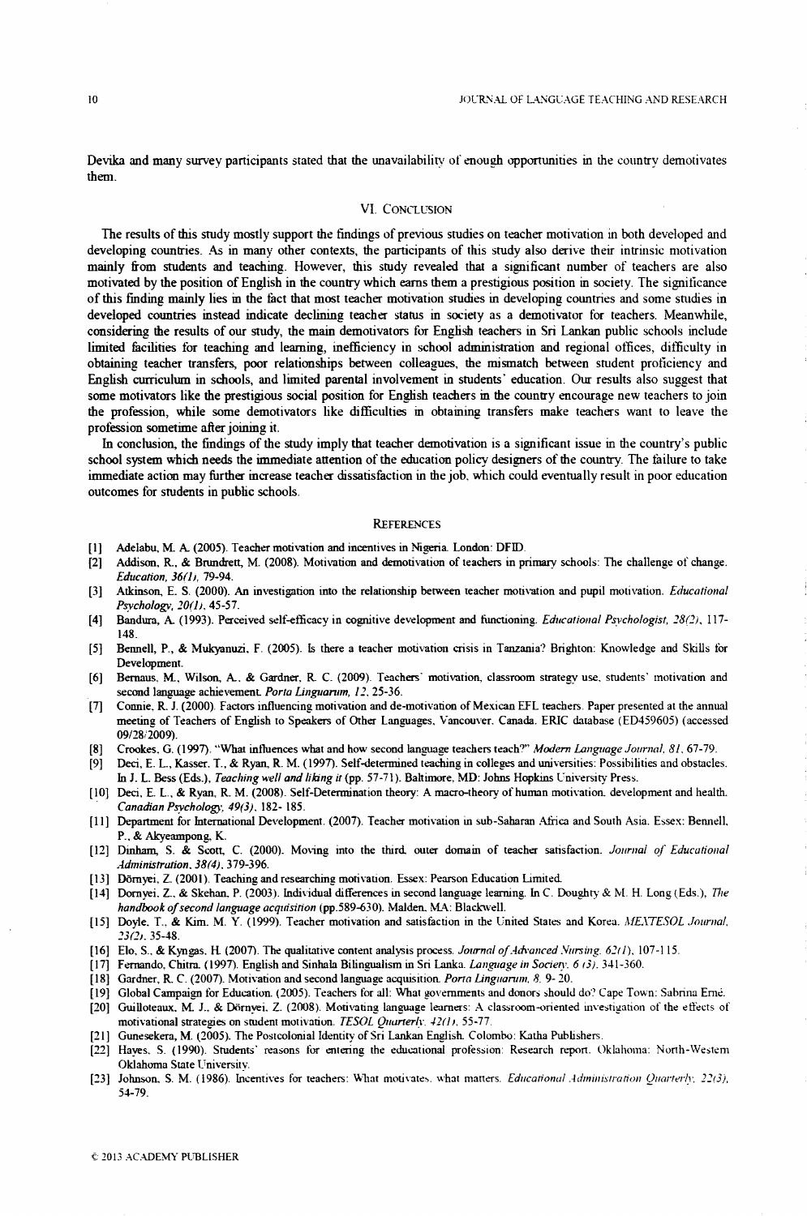Devika and many survey participants stated that the unavailability of enough opportunities in the country demotivates them.

## VI. Conclusion

The results of this study mostly support the findings of previous studies on teacher motivation in both developed and developing countries. As in many other contexts, the participants of this study also derive their intrinsic motivation mainly from students and teaching. However, this study revealed that a significant number of teachers are also motivated by the position of English in the country which earns them a prestigious position in society. The significance of this finding mainly lies in the fact that most teacher motivation studies in developing countries and some studies in developed countries instead indicate declining teacher status in society as a demotivator for teachers. Meanwhile, considering the results of our study, the main demotivators for English teachers in Sri Lankan public schools include limited facilities for teaching and learning, inefficiency in school administration and regional offices, difficulty in obtaining teacher transfers, poor relationships between colleagues, the mismatch between student proficiency and English curriculum in schools, and limited parental involvement in students' education. Our results also suggest that some motivators like the prestigious social position for English teachers in the country encourage new teachers to join the profession, while some demotivators like difficulties in obtaining transfers make teachers want to leave the profession sometime after joining it.

In conclusion, the findings of the study imply that teacher demotivation is a significant issue in the country's public school system which needs the immediate attention of the education policy designers of the country. The failure to take immediate action may further increase teacher dissatisfaction in the job, which could eventually result in poor education outcomes for students in public schools.

## References

[1] Adelabu, M. A. (2005). Teacher motivation and incentives in Nigeria. London: DFID.

[2] Addison, R., & Brundrett, M. (2008). Motivation and demotivation of teachers in primary schools: The challenge of change. *Education, 36(1)*, 79-94.

[3] Atkinson, E. S. (2000). An investigation into the relationship between teacher motivation and pupil motivation. *Educational Psychology, 20(1)*, 45-57.

[4] Bandura, A. (1993). Perceived self-efficacy in cognitive development and functioning. *Educational Psychologist, 28(2)*, 117-148.

[5] Bennell, P., & Mukyanuzi, F. (2005). Is there a teacher motivation crisis in Tanzania? Brighton: Knowledge and Skills for Development.

[6] Bernaus, M., Wilson, A., & Gardner, R. C. (2009). Teachers' motivation, classroom strategy use, students' motivation and second language achievement. *Porta Linguarum, 12*, 25-36.

[7] Connie, R. J. (2000). Factors influencing motivation and de-motivation of Mexican EFL teachers. Paper presented at the annual meeting of Teachers of English to Speakers of Other Languages, Vancouver, Canada. ERIC database (ED459605) (accessed 09/28/2009).

[8] Crookes, G. (1997). "What influences what and how second language teachers teach?" *Modern Language Journal, 81*, 67-79.

[9] Deci, E. L., Kasser, T., & Ryan, R. M. (1997). Self-determined teaching in colleges and universities: Possibilities and obstacles. In J. L. Bess (Eds.), *Teaching well and liking it* (pp. 57-71). Baltimore, MD: Johns Hopkins University Press.

[10] Deci, E. L., & Ryan, R. M. (2008). Self-Determination theory: A macro-theory of human motivation, development and health. *Canadian Psychology, 49(3)*, 182- 185.

[11] Department for International Development. (2007). Teacher motivation in sub-Saharan Africa and South Asia. Essex: Bennell, P., & Akyeampong, K.

[12] Dinham, S. & Scott, C. (2000). Moving into the third, outer domain of teacher satisfaction. *Journal of Educational Administration, 38(4)*, 379-396.

[13] Dörnyei, Z. (2001). Teaching and researching motivation. Essex: Pearson Education Limited.

[14] Dornyei, Z., & Skehan, P. (2003). Individual differences in second language learning. In C. Doughty & M. H. Long (Eds.), *The handbook of second language acquisition* (pp.589-630). Malden, MA: Blackwell.

[15] Doyle, T., & Kim, M. Y. (1999). Teacher motivation and satisfaction in the United States and Korea. *MEXTESOL Journal, 23(2)*, 35-48.

[16] Elo, S., & Kyngas, H. (2007). The qualitative content analysis process. *Journal of Advanced Nursing, 62(1)*, 107-115.

[17] Fernando, Chitra. (1997). English and Sinhala Bilingualism in Sri Lanka. *Language in Society, 6 (3)*, 341-360.

[18] Gardner, R. C. (2007). Motivation and second language acquisition. *Porta Linguarum, 8*, 9- 20.

[19] Global Campaign for Education. (2005). Teachers for all: What governments and donors should do? Cape Town: Sabrina Erné.

[20] Guilloteaux, M. J., & Dörnyei, Z. (2008). Motivating language learners: A classroom-oriented investigation of the effects of motivational strategies on student motivation. *TESOL Quarterly, 42(1)*, 55-77.

[21] Gunesekera, M. (2005). The Postcolonial Identity of Sri Lankan English. Colombo: Katha Publishers.

[22] Hayes, S. (1990). Students' reasons for entering the educational profession: Research report. Oklahoma: North-Western Oklahoma State University.

[23] Johnson, S. M. (1986). Incentives for teachers: What motivates, what matters. *Educational Administration Quarterly, 22(3)*, 54-79.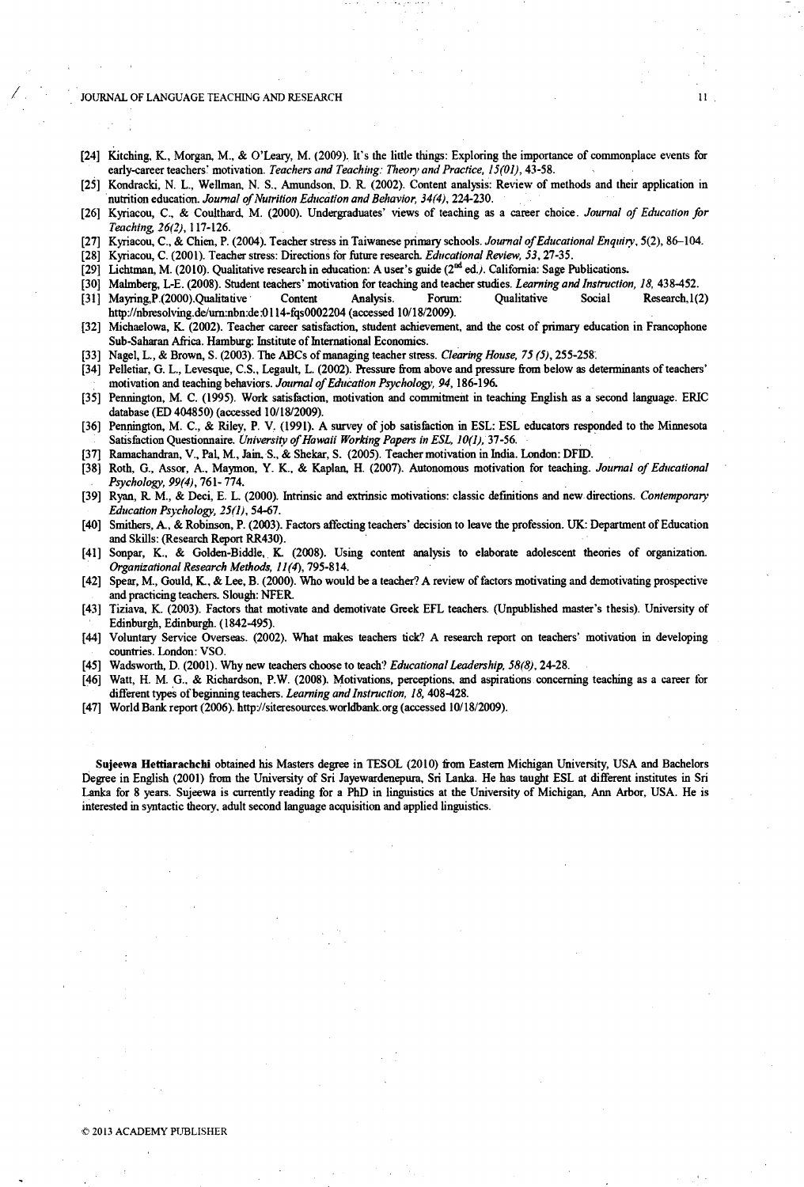[24] Kitching, K., Morgan, M., & O'Leary, M. (2009). It's the little things: Exploring the importance of commonplace events for early-career teachers' motivation. *Teachers and Teaching: Theory and Practice, 15(01)*, 43-58.

[25] Kondracki, N. L., Wellman, N. S., Amundson, D. R. (2002). Content analysis: Review of methods and their application in nutrition education. *Journal of Nutrition Education and Behavior, 34(4)*, 224-230.

[26] Kyriacou, C., & Coulthard, M. (2000). Undergraduates' views of teaching as a career choice. *Journal of Education for Teaching, 26(2)*, 117-126.

[27] Kyriacou, C., & Chien, P. (2004). Teacher stress in Taiwanese primary schools. *Journal of Educational Enquiry*, 5(2), 86–104.

[28] Kyriacou, C. (2001). Teacher stress: Directions for future research. *Educational Review, 53*, 27-35.

[29] Lichtman, M. (2010). Qualitative research in education: A user's guide (2nd ed.). California: Sage Publications.

[30] Malmberg, L-E. (2008). Student teachers' motivation for teaching and teacher studies. *Learning and Instruction, 18*, 438-452.

[31] Mayring,P.(2000).Qualitative Content Analysis. Forum: Qualitative Social Research,1(2) http://nbresolving.de/urn:nbn:de:0114-fqs0002204 (accessed 10/18/2009).

[32] Michaelowa, K. (2002). Teacher career satisfaction, student achievement, and the cost of primary education in Francophone Sub-Saharan Africa. Hamburg: Institute of International Economics.

[33] Nagel, L., & Brown, S. (2003). The ABCs of managing teacher stress. *Clearing House, 75 (5)*, 255-258.

[34] Pelletiar, G. L., Levesque, C.S., Legault, L. (2002). Pressure from above and pressure from below as determinants of teachers' motivation and teaching behaviors. *Journal of Education Psychology, 94*, 186-196.

[35] Pennington, M. C. (1995). Work satisfaction, motivation and commitment in teaching English as a second language. ERIC database (ED 404850) (accessed 10/18/2009).

[36] Pennington, M. C., & Riley, P. V. (1991). A survey of job satisfaction in ESL: ESL educators responded to the Minnesota Satisfaction Questionnaire. *University of Hawaii Working Papers in ESL, 10(1)*, 37-56.

[37] Ramachandran, V., Pal, M., Jain, S., & Shekar, S. (2005). Teacher motivation in India. London: DFID.

[38] Roth, G., Assor, A., Maymon, Y. K., & Kaplan, H. (2007). Autonomous motivation for teaching. *Journal of Educational Psychology, 99(4)*, 761- 774.

[39] Ryan, R. M., & Deci, E. L. (2000). Intrinsic and extrinsic motivations: classic definitions and new directions. *Contemporary Education Psychology, 25(1)*, 54-67.

[40] Smithers, A., & Robinson, P. (2003). Factors affecting teachers' decision to leave the profession. UK: Department of Education and Skills: (Research Report RR430).

[41] Sonpar, K., & Golden-Biddle, K. (2008). Using content analysis to elaborate adolescent theories of organization. *Organizational Research Methods, 11(4)*, 795-814.

[42] Spear, M., Gould, K., & Lee, B. (2000). Who would be a teacher? A review of factors motivating and demotivating prospective and practicing teachers. Slough: NFER.

[43] Tiziava, K. (2003). Factors that motivate and demotivate Greek EFL teachers. (Unpublished master's thesis). University of Edinburgh, Edinburgh. (1842-495).

[44] Voluntary Service Overseas. (2002). What makes teachers tick? A research report on teachers' motivation in developing countries. London: VSO.

[45] Wadsworth, D. (2001). Why new teachers choose to teach? *Educational Leadership, 58(8)*, 24-28.

[46] Watt, H. M. G., & Richardson, P.W. (2008). Motivations, perceptions, and aspirations concerning teaching as a career for different types of beginning teachers. *Learning and Instruction, 18*, 408-428.

[47] World Bank report (2006). http://siteresources.worldbank.org (accessed 10/18/2009).

**Sujeewa Hettiarachchi** obtained his Masters degree in TESOL (2010) from Eastern Michigan University, USA and Bachelors Degree in English (2001) from the University of Sri Jayewardenepura, Sri Lanka. He has taught ESL at different institutes in Sri Lanka for 8 years. Sujeewa is currently reading for a PhD in linguistics at the University of Michigan, Ann Arbor, USA. He is interested in syntactic theory, adult second language acquisition and applied linguistics.